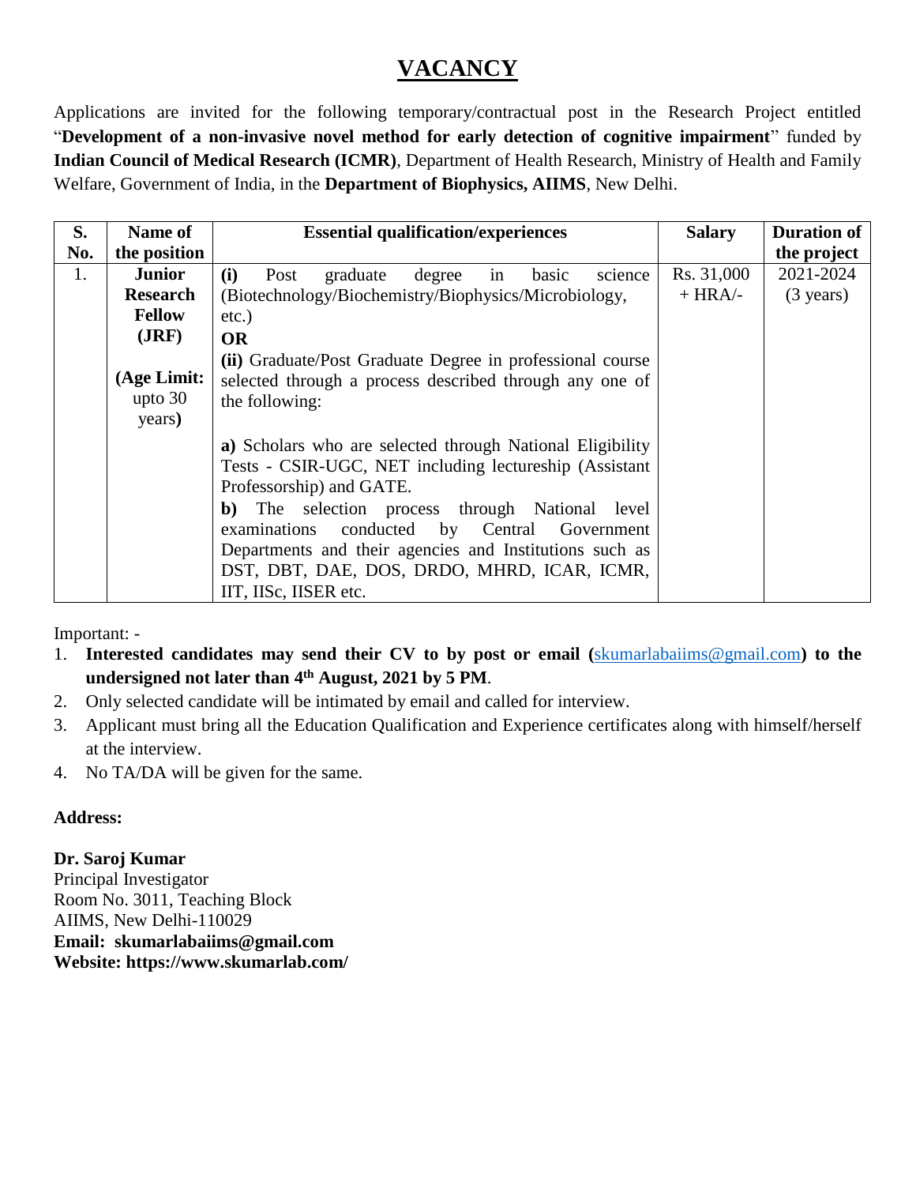# VACANCY

Applications are invited for the following temporary/contractual post in the Research Project entitled "**Development of a non-invasive novel method for early detection of cognitive impairment**" funded by **Indian Council of Medical Research (ICMR)**, Department of Health Research, Ministry of Health and Family Welfare, Government of India, in the **Department of Biophysics, AIIMS**, New Delhi.

| S. No. | Name of the position | Essential qualification/experiences | Salary | Duration of the project |
|---|---|---|---|---|
| 1. | **Junior Research Fellow (JRF)** <br><br> **(Age Limit:** upto 30 years**)** | **(i)** Post graduate degree in basic science (Biotechnology/Biochemistry/Biophysics/Microbiology, etc.) <br> **OR** <br> **(ii)** Graduate/Post Graduate Degree in professional course selected through a process described through any one of the following: <br><br> **a)** Scholars who are selected through National Eligibility Tests - CSIR-UGC, NET including lectureship (Assistant Professorship) and GATE. <br> **b)** The selection process through National level examinations conducted by Central Government Departments and their agencies and Institutions such as DST, DBT, DAE, DOS, DRDO, MHRD, ICAR, ICMR, IIT, IISc, IISER etc. | Rs. 31,000 + HRA/- | 2021-2024 (3 years) |

Important: -

1. **Interested candidates may send their CV to by post or email (**skumarlabaiims@gmail.com**) to the undersigned not later than 4th August, 2021 by 5 PM**.
2. Only selected candidate will be intimated by email and called for interview.
3. Applicant must bring all the Education Qualification and Experience certificates along with himself/herself at the interview.
4. No TA/DA will be given for the same.

**Address:**

**Dr. Saroj Kumar**
Principal Investigator
Room No. 3011, Teaching Block
AIIMS, New Delhi-110029
**Email: skumarlabaiims@gmail.com**
**Website: https://www.skumarlab.com/**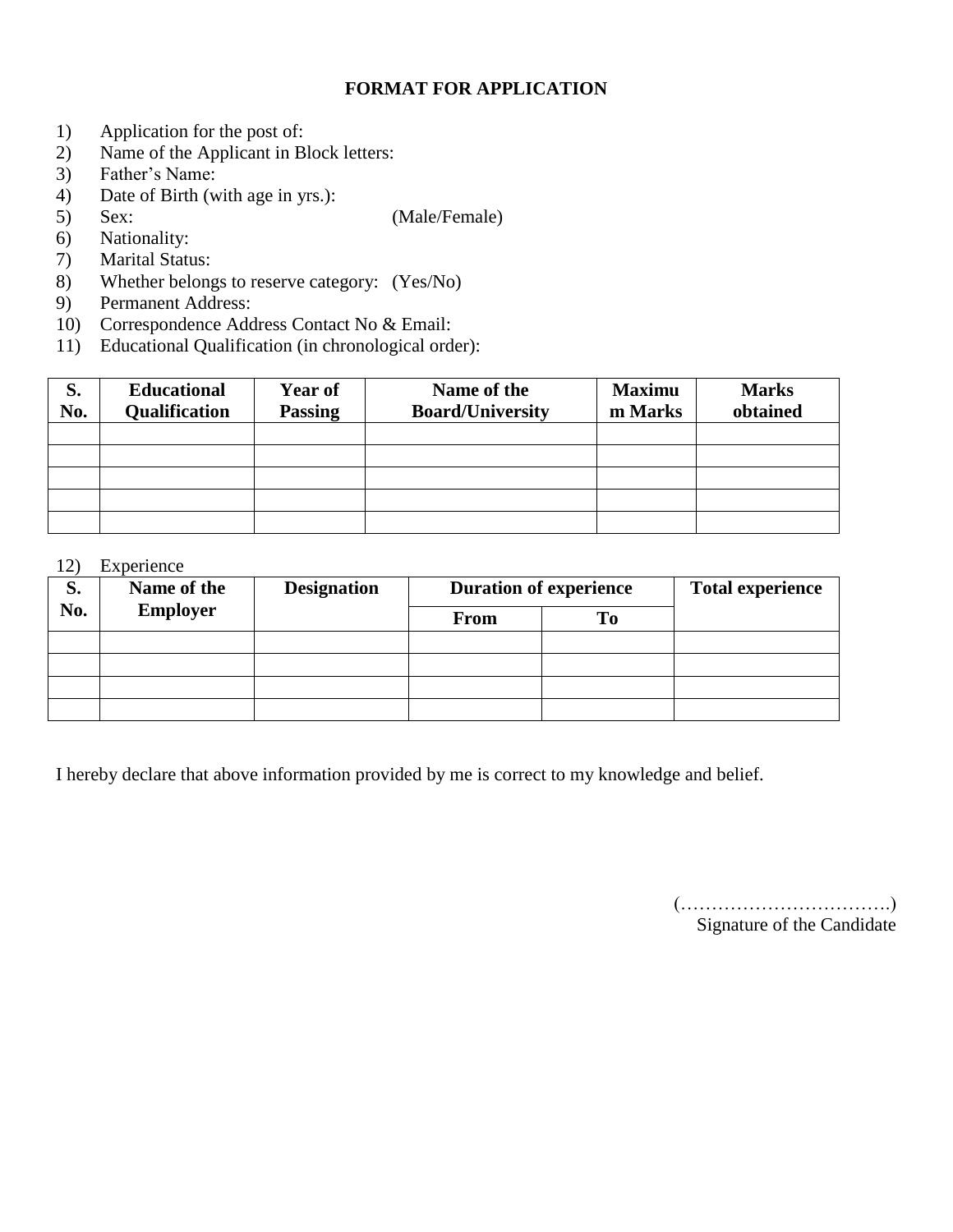# FORMAT FOR APPLICATION

1) Application for the post of:
2) Name of the Applicant in Block letters:
3) Father's Name:
4) Date of Birth (with age in yrs.):
5) Sex: (Male/Female)
6) Nationality:
7) Marital Status:
8) Whether belongs to reserve category: (Yes/No)
9) Permanent Address:
10) Correspondence Address Contact No & Email:
11) Educational Qualification (in chronological order):

| S. No. | Educational Qualification | Year of Passing | Name of the Board/University | Maximum Marks | Marks obtained |
|---|---|---|---|---|---|
| | | | | | |
| | | | | | |
| | | | | | |
| | | | | | |
| | | | | | |

12) Experience

| S. No. | Name of the Employer | Designation | Duration of experience | | Total experience |
|---|---|---|---|---|---|
| | | | From | To | |
| | | | | | |
| | | | | | |
| | | | | | |
| | | | | | |

I hereby declare that above information provided by me is correct to my knowledge and belief.

(…………………………….)
Signature of the Candidate